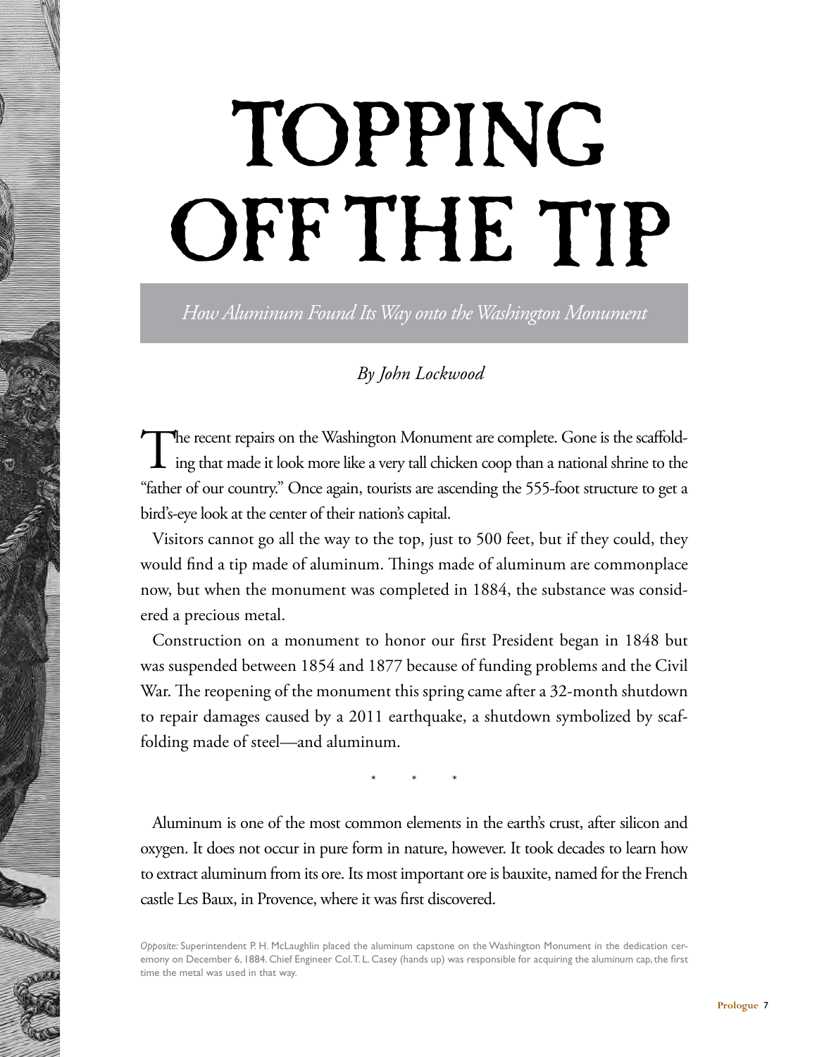# TOPPING OFF THE TIP

*How Aluminum Found Its Way onto the Washington Monument*

*By John Lockwood*

The recent repairs on the Washington Monument are complete. Gone is the scaffolding that made it look more like a very tall chicken coop than a national shrine to the "father of our country." Once again, tourists are ascending the 555-foot structure to get a bird's-eye look at the center of their nation's capital.

Visitors cannot go all the way to the top, just to 500 feet, but if they could, they would find a tip made of aluminum. Things made of aluminum are commonplace now, but when the monument was completed in 1884, the substance was considered a precious metal.

Construction on a monument to honor our first President began in 1848 but was suspended between 1854 and 1877 because of funding problems and the Civil War. The reopening of the monument this spring came after a 32-month shutdown to repair damages caused by a 2011 earthquake, a shutdown symbolized by scaffolding made of steel—and aluminum.

\* \* \*

Aluminum is one of the most common elements in the earth's crust, after silicon and oxygen. It does not occur in pure form in nature, however. It took decades to learn how to extract aluminum from its ore. Its most important ore is bauxite, named for the French castle Les Baux, in Provence, where it was first discovered.

*Opposite:* Superintendent P. H. McLaughlin placed the aluminum capstone on the Washington Monument in the dedication ceremony on December 6, 1884. Chief Engineer Col. T. L. Casey (hands up) was responsible for acquiring the aluminum cap, the first time the metal was used in that way.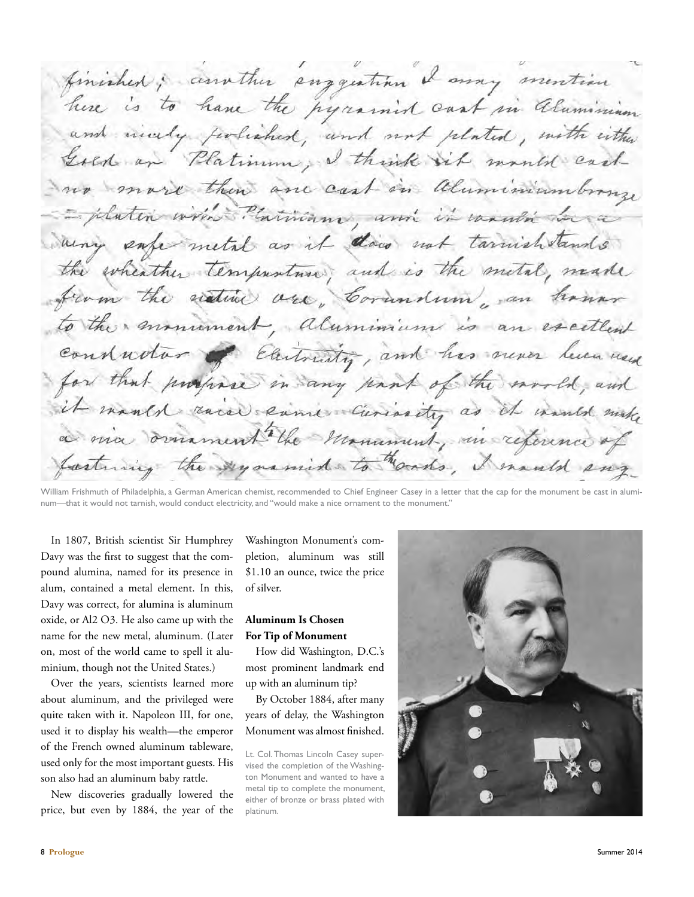William Frishmuth of Philadelphia, a German American chemist, recommended to Chief Engineer Casey in a letter that the cap for the monument be cast in aluminum—that it would not tarnish, would conduct electricity, and "would make a nice ornament to the monument."

In 1807, British scientist Sir Humphrey Davy was the first to suggest that the compound alumina, named for its presence in alum, contained a metal element. In this, Davy was correct, for alumina is aluminum oxide, or Al2 O3. He also came up with the name for the new metal, aluminum. (Later on, most of the world came to spell it aluminium, though not the United States.)

Over the years, scientists learned more about aluminum, and the privileged were quite taken with it. Napoleon III, for one, used it to display his wealth—the emperor of the French owned aluminum tableware, used only for the most important guests. His son also had an aluminum baby rattle.

New discoveries gradually lowered the price, but even by 1884, the year of the Washington Monument's completion, aluminum was still $1.10 an ounce, twice the price of silver.

**Aluminum Is Chosen For Tip of Monument**

How did Washington, D.C.'s most prominent landmark end up with an aluminum tip?

By October 1884, after many years of delay, the Washington Monument was almost finished.

Lt. Col. Thomas Lincoln Casey supervised the completion of the Washington Monument and wanted to have a metal tip to complete the monument, either of bronze or brass plated with platinum.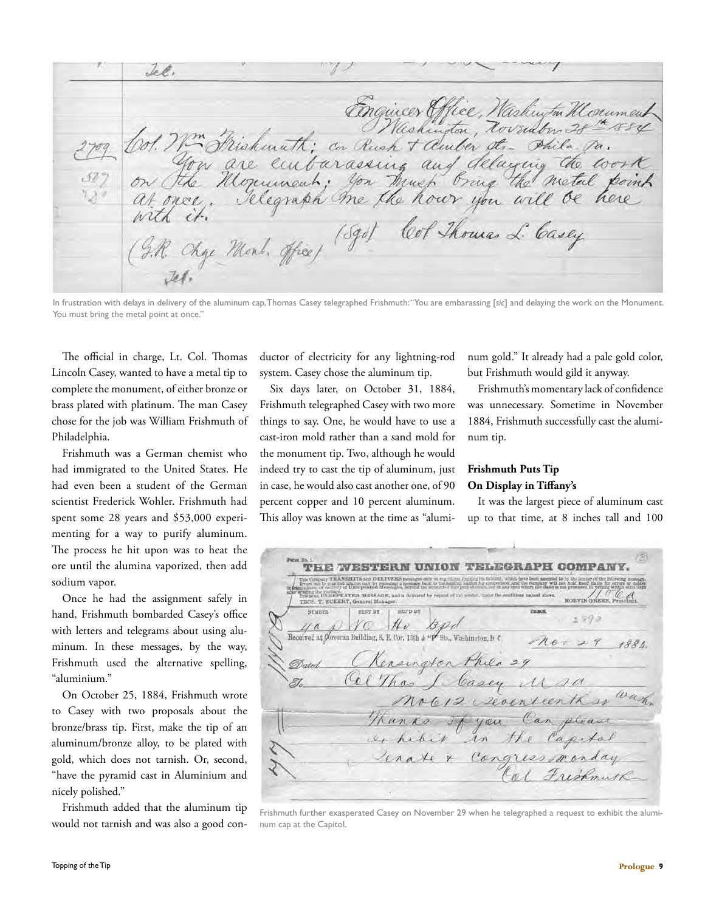In frustration with delays in delivery of the aluminum cap, Thomas Casey telegraphed Frishmuth: "You are embarassing [*sic*] and delaying the work on the Monument. You must bring the metal point at once."

The official in charge, Lt. Col. Thomas Lincoln Casey, wanted to have a metal tip to complete the monument, of either bronze or brass plated with platinum. The man Casey chose for the job was William Frishmuth of Philadelphia.

Frishmuth was a German chemist who had immigrated to the United States. He had even been a student of the German scientist Frederick Wohler. Frishmuth had spent some 28 years and $53,000 experimenting for a way to purify aluminum. The process he hit upon was to heat the ore until the alumina vaporized, then add sodium vapor.

Once he had the assignment safely in hand, Frishmuth bombarded Casey's office with letters and telegrams about using aluminum. In these messages, by the way, Frishmuth used the alternative spelling, "aluminium."

On October 25, 1884, Frishmuth wrote to Casey with two proposals about the bronze/brass tip. First, make the tip of an aluminum/bronze alloy, to be plated with gold, which does not tarnish. Or, second, "have the pyramid cast in Aluminium and nicely polished."

Frishmuth added that the aluminum tip would not tarnish and was also a good conductor of electricity for any lightning-rod system. Casey chose the aluminum tip.

Six days later, on October 31, 1884, Frishmuth telegraphed Casey with two more things to say. One, he would have to use a cast-iron mold rather than a sand mold for the monument tip. Two, although he would indeed try to cast the tip of aluminum, just in case, he would also cast another one, of 90 percent copper and 10 percent aluminum. This alloy was known at the time as "aluminum gold." It already had a pale gold color, but Frishmuth would gild it anyway.

Frishmuth's momentary lack of confidence was unnecessary. Sometime in November 1884, Frishmuth successfully cast the aluminum tip.

### Frishmuth Puts Tip On Display in Tiffany's

It was the largest piece of aluminum cast up to that time, at 8 inches tall and 100

Frishmuth further exasperated Casey on November 29 when he telegraphed a request to exhibit the aluminum cap at the Capitol.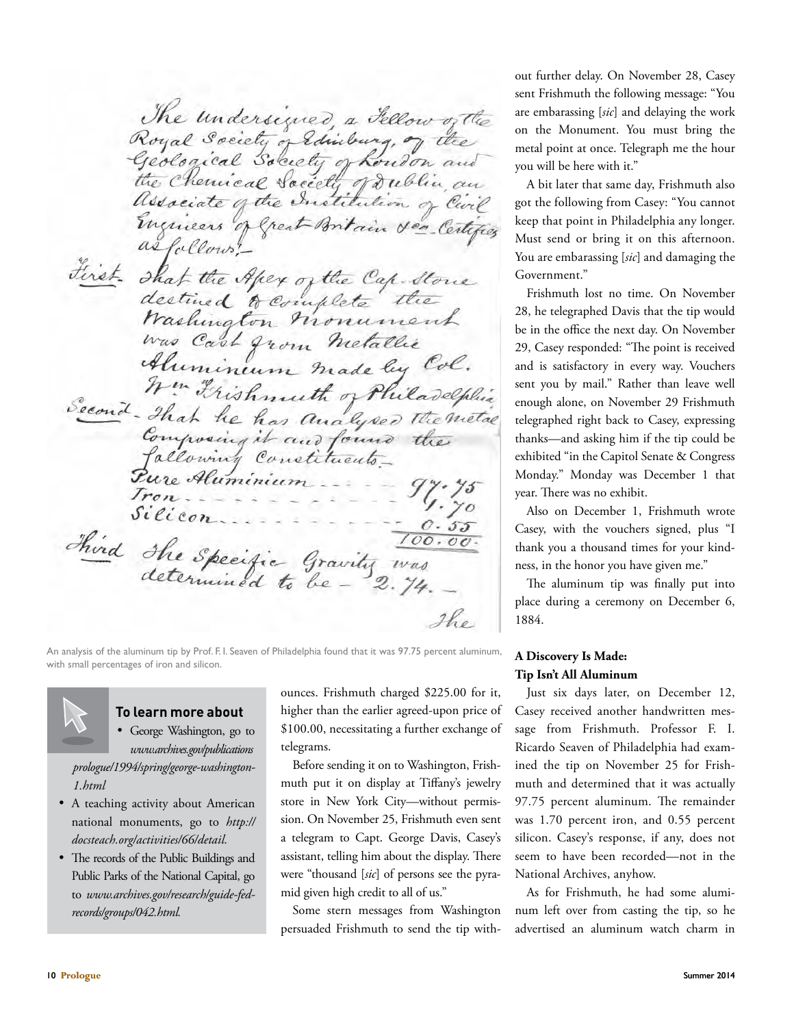The undersigned, a Fellow of the Royal Society of Edinburg, of the Geological Society of London and the Chemical Society of Dublin, an Associate of the Institution of Civil Engineers of Great Britain &c. Certifies as follows:–

First. That the Apex of the Cap Stone destined to complete the Washington Monument was Cast from Metallic Aluminium made by Col. Wm Frishmuth of Philadelphia

Second. That he has analysed the metal composing it and found the following Constituents–

| | |
|---|---|
| Pure Aluminium | 97.75 |
| Iron | 1.70 |
| Silicon | 0.55 |
| | 100.00 |

Third The Specific Gravity was determined to be – 2.74. –

The

An analysis of the aluminum tip by Prof. F. I. Seaven of Philadelphia found that it was 97.75 percent aluminum, with small percentages of iron and silicon.

**To learn more about**

- George Washington, go to *www.archives.gov/publications/prologue/1994/spring/george-washington-1.html*
- A teaching activity about American national monuments, go to *http://docsteach.org/activities/66/detail.*
- The records of the Public Buildings and Public Parks of the National Capital, go to *www.archives.gov/research/guide-fed-records/groups/042.html.*

ounces. Frishmuth charged $225.00 for it, higher than the earlier agreed-upon price of $100.00, necessitating a further exchange of telegrams.

Before sending it on to Washington, Frishmuth put it on display at Tiffany's jewelry store in New York City—without permission. On November 25, Frishmuth even sent a telegram to Capt. George Davis, Casey's assistant, telling him about the display. There were "thousand [*sic*] of persons see the pyramid given high credit to all of us."

Some stern messages from Washington persuaded Frishmuth to send the tip without further delay. On November 28, Casey sent Frishmuth the following message: "You are embarassing [*sic*] and delaying the work on the Monument. You must bring the metal point at once. Telegraph me the hour you will be here with it."

A bit later that same day, Frishmuth also got the following from Casey: "You cannot keep that point in Philadelphia any longer. Must send or bring it on this afternoon. You are embarassing [*sic*] and damaging the Government."

Frishmuth lost no time. On November 28, he telegraphed Davis that the tip would be in the office the next day. On November 29, Casey responded: "The point is received and is satisfactory in every way. Vouchers sent you by mail." Rather than leave well enough alone, on November 29 Frishmuth telegraphed right back to Casey, expressing thanks—and asking him if the tip could be exhibited "in the Capitol Senate & Congress Monday." Monday was December 1 that year. There was no exhibit.

Also on December 1, Frishmuth wrote Casey, with the vouchers signed, plus "I thank you a thousand times for your kindness, in the honor you have given me."

The aluminum tip was finally put into place during a ceremony on December 6, 1884.

### A Discovery Is Made: Tip Isn't All Aluminum

Just six days later, on December 12, Casey received another handwritten message from Frishmuth. Professor F. I. Ricardo Seaven of Philadelphia had examined the tip on November 25 for Frishmuth and determined that it was actually 97.75 percent aluminum. The remainder was 1.70 percent iron, and 0.55 percent silicon. Casey's response, if any, does not seem to have been recorded—not in the National Archives, anyhow.

As for Frishmuth, he had some aluminum left over from casting the tip, so he advertised an aluminum watch charm in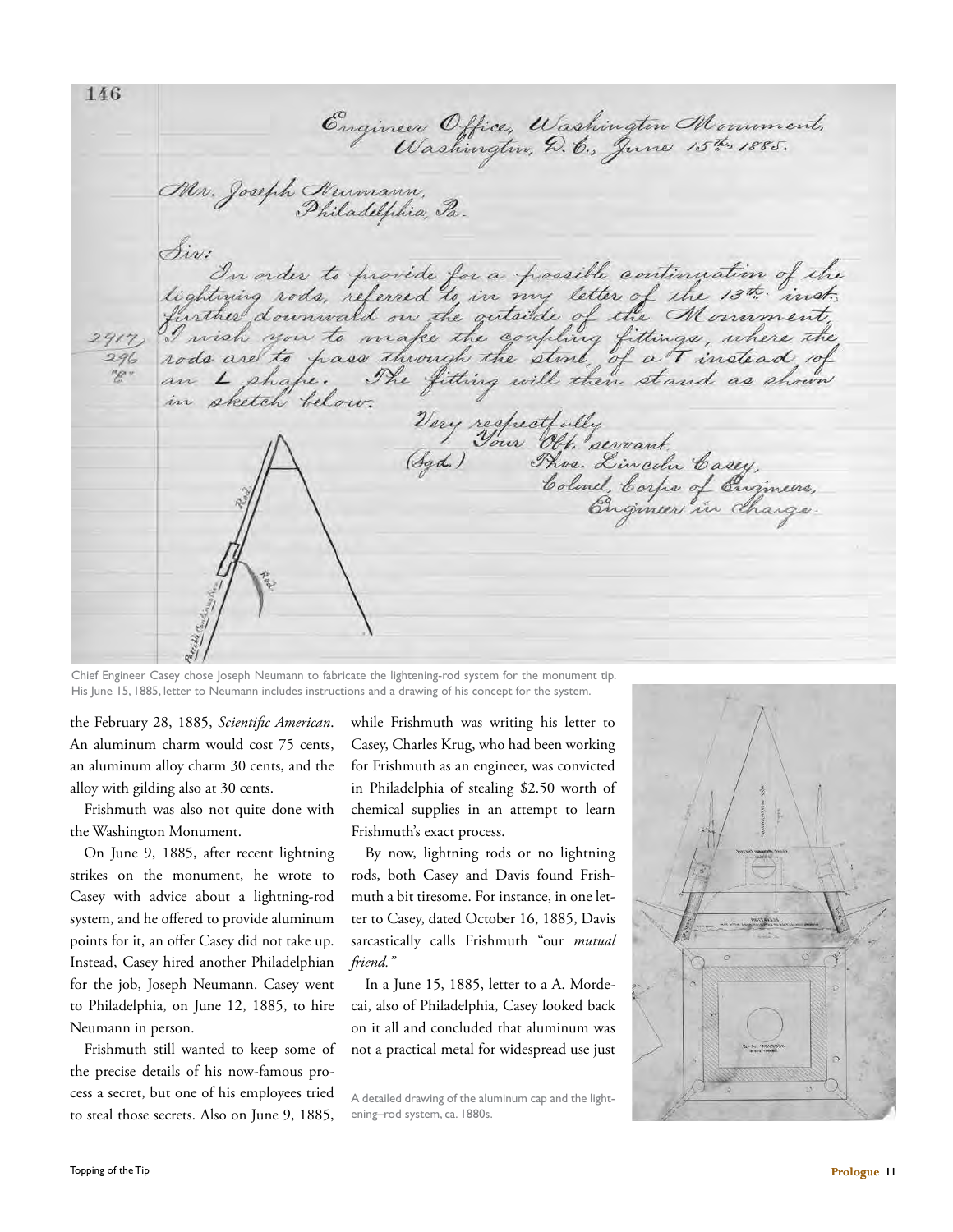Chief Engineer Casey chose Joseph Neumann to fabricate the lightening-rod system for the monument tip. His June 15, 1885, letter to Neumann includes instructions and a drawing of his concept for the system.

the February 28, 1885, *Scientific American*. An aluminum charm would cost 75 cents, an aluminum alloy charm 30 cents, and the alloy with gilding also at 30 cents.

Frishmuth was also not quite done with the Washington Monument.

On June 9, 1885, after recent lightning strikes on the monument, he wrote to Casey with advice about a lightning-rod system, and he offered to provide aluminum points for it, an offer Casey did not take up. Instead, Casey hired another Philadelphian for the job, Joseph Neumann. Casey went to Philadelphia, on June 12, 1885, to hire Neumann in person.

Frishmuth still wanted to keep some of the precise details of his now-famous process a secret, but one of his employees tried to steal those secrets. Also on June 9, 1885, while Frishmuth was writing his letter to Casey, Charles Krug, who had been working for Frishmuth as an engineer, was convicted in Philadelphia of stealing $2.50 worth of chemical supplies in an attempt to learn Frishmuth's exact process.

By now, lightning rods or no lightning rods, both Casey and Davis found Frishmuth a bit tiresome. For instance, in one letter to Casey, dated October 16, 1885, Davis sarcastically calls Frishmuth "our *mutual friend.*"

In a June 15, 1885, letter to a A. Mordecai, also of Philadelphia, Casey looked back on it all and concluded that aluminum was not a practical metal for widespread use just

A detailed drawing of the aluminum cap and the lightening–rod system, ca. 1880s.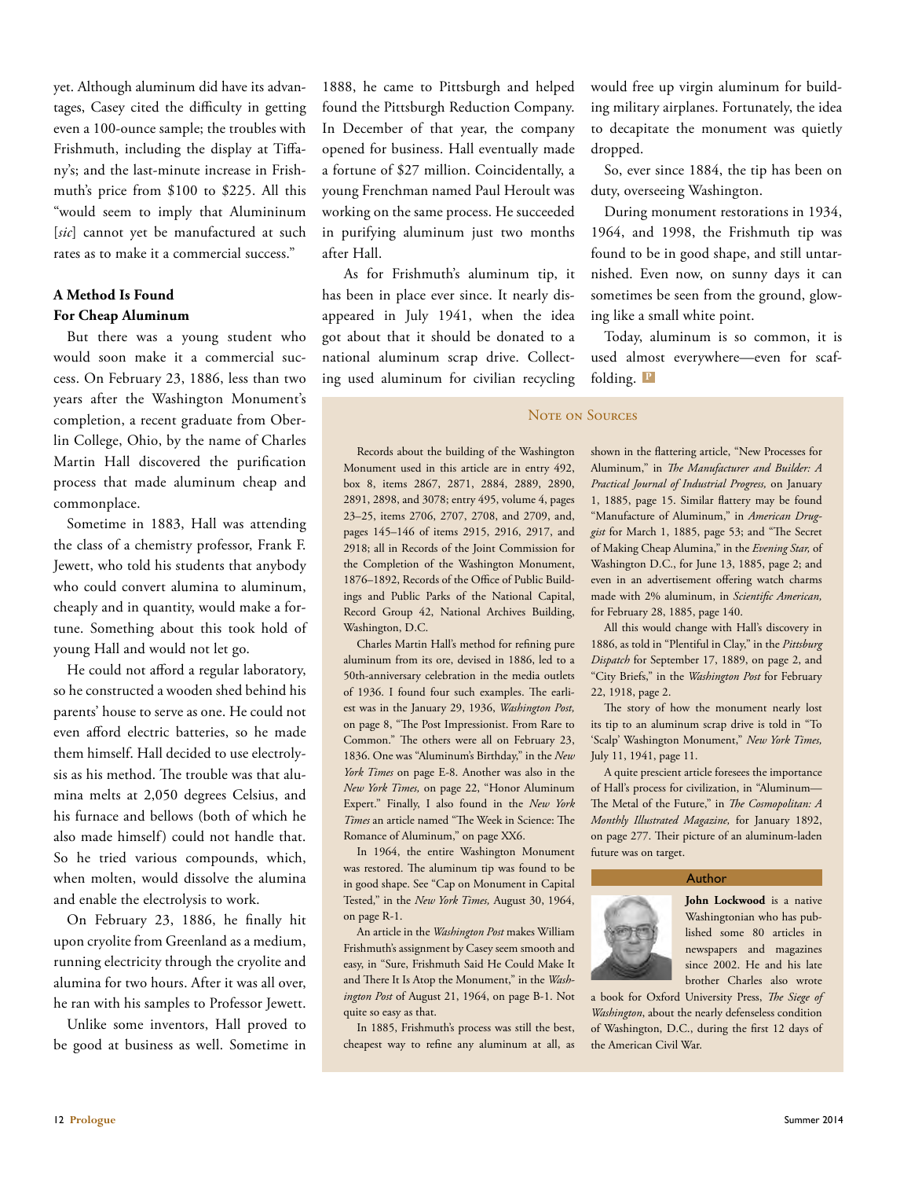yet. Although aluminum did have its advantages, Casey cited the difficulty in getting even a 100-ounce sample; the troubles with Frishmuth, including the display at Tiffany's; and the last-minute increase in Frishmuth's price from $100 to $225. All this "would seem to imply that Aluminium [*sic*] cannot yet be manufactured at such rates as to make it a commercial success."

### A Method Is Found For Cheap Aluminum

But there was a young student who would soon make it a commercial success. On February 23, 1886, less than two years after the Washington Monument's completion, a recent graduate from Oberlin College, Ohio, by the name of Charles Martin Hall discovered the purification process that made aluminum cheap and commonplace.

Sometime in 1883, Hall was attending the class of a chemistry professor, Frank F. Jewett, who told his students that anybody who could convert alumina to aluminum, cheaply and in quantity, would make a fortune. Something about this took hold of young Hall and would not let go.

He could not afford a regular laboratory, so he constructed a wooden shed behind his parents' house to serve as one. He could not even afford electric batteries, so he made them himself. Hall decided to use electrolysis as his method. The trouble was that alumina melts at 2,050 degrees Celsius, and his furnace and bellows (both of which he also made himself) could not handle that. So he tried various compounds, which, when molten, would dissolve the alumina and enable the electrolysis to work.

On February 23, 1886, he finally hit upon cryolite from Greenland as a medium, running electricity through the cryolite and alumina for two hours. After it was all over, he ran with his samples to Professor Jewett.

Unlike some inventors, Hall proved to be good at business as well. Sometime in 1888, he came to Pittsburgh and helped found the Pittsburgh Reduction Company. In December of that year, the company opened for business. Hall eventually made a fortune of $27 million. Coincidentally, a young Frenchman named Paul Heroult was working on the same process. He succeeded in purifying aluminum just two months after Hall.

As for Frishmuth's aluminum tip, it has been in place ever since. It nearly disappeared in July 1941, when the idea got about that it should be donated to a national aluminum scrap drive. Collecting used aluminum for civilian recycling would free up virgin aluminum for building military airplanes. Fortunately, the idea to decapitate the monument was quietly dropped.

So, ever since 1884, the tip has been on duty, overseeing Washington.

During monument restorations in 1934, 1964, and 1998, the Frishmuth tip was found to be in good shape, and still untarnished. Even now, on sunny days it can sometimes be seen from the ground, glowing like a small white point.

Today, aluminum is so common, it is used almost everywhere—even for scaffolding.

## Note on Sources

Records about the building of the Washington Monument used in this article are in entry 492, box 8, items 2867, 2871, 2884, 2889, 2890, 2891, 2898, and 3078; entry 495, volume 4, pages 23–25, items 2706, 2707, 2708, and 2709, and, pages 145–146 of items 2915, 2916, 2917, and 2918; all in Records of the Joint Commission for the Completion of the Washington Monument, 1876–1892, Records of the Office of Public Buildings and Public Parks of the National Capital, Record Group 42, National Archives Building, Washington, D.C.

Charles Martin Hall's method for refining pure aluminum from its ore, devised in 1886, led to a 50th-anniversary celebration in the media outlets of 1936. I found four such examples. The earliest was in the January 29, 1936, *Washington Post,* on page 8, "The Post Impressionist. From Rare to Common." The others were all on February 23, 1836. One was "Aluminum's Birthday," in the *New York Times* on page E-8. Another was also in the *New York Times,* on page 22, "Honor Aluminum Expert." Finally, I also found in the *New York Times* an article named "The Week in Science: The Romance of Aluminum," on page XX6.

In 1964, the entire Washington Monument was restored. The aluminum tip was found to be in good shape. See "Cap on Monument in Capital Tested," in the *New York Times,* August 30, 1964, on page R-1.

An article in the *Washington Post* makes William Frishmuth's assignment by Casey seem smooth and easy, in "Sure, Frishmuth Said He Could Make It and There It Is Atop the Monument," in the *Washington Post* of August 21, 1964, on page B-1. Not quite so easy as that.

In 1885, Frishmuth's process was still the best, cheapest way to refine any aluminum at all, as shown in the flattering article, "New Processes for Aluminum," in *The Manufacturer and Builder: A Practical Journal of Industrial Progress,* on January 1, 1885, page 15. Similar flattery may be found "Manufacture of Aluminum," in *American Druggist* for March 1, 1885, page 53; and "The Secret of Making Cheap Alumina," in the *Evening Star,* of Washington D.C., for June 13, 1885, page 2; and even in an advertisement offering watch charms made with 2% aluminum, in *Scientific American,* for February 28, 1885, page 140.

All this would change with Hall's discovery in 1886, as told in "Plentiful in Clay," in the *Pittsburg Dispatch* for September 17, 1889, on page 2, and "City Briefs," in the *Washington Post* for February 22, 1918, page 2.

The story of how the monument nearly lost its tip to an aluminum scrap drive is told in "To 'Scalp' Washington Monument," *New York Times,* July 11, 1941, page 11.

A quite prescient article foresees the importance of Hall's process for civilization, in "Aluminum—The Metal of the Future," in *The Cosmopolitan: A Monthly Illustrated Magazine,* for January 1892, on page 277. Their picture of an aluminum-laden future was on target.

## Author

**John Lockwood** is a native Washingtonian who has published some 80 articles in newspapers and magazines since 2002. He and his late brother Charles also wrote a book for Oxford University Press, *The Siege of Washington*, about the nearly defenseless condition of Washington, D.C., during the first 12 days of the American Civil War.